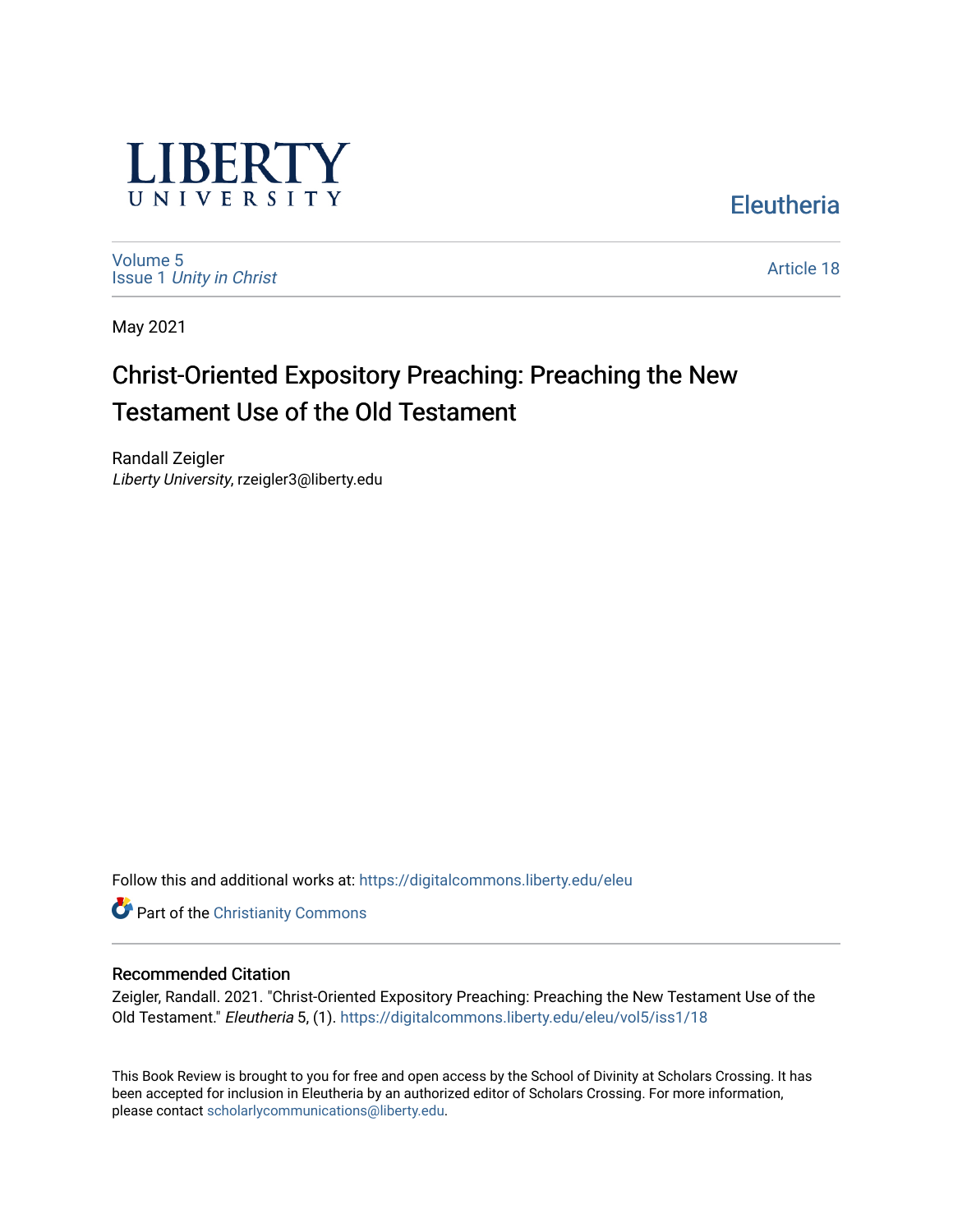LIBERTY UNIVERSITY

Eleutheria

Volume 5
Issue 1 *Unity in Christ*

Article 18

May 2021

# Christ-Oriented Expository Preaching: Preaching the New Testament Use of the Old Testament

Randall Zeigler
*Liberty University*, rzeigler3@liberty.edu

Follow this and additional works at: https://digitalcommons.liberty.edu/eleu

Part of the Christianity Commons

## Recommended Citation

Zeigler, Randall. 2021. "Christ-Oriented Expository Preaching: Preaching the New Testament Use of the Old Testament." *Eleutheria* 5, (1). https://digitalcommons.liberty.edu/eleu/vol5/iss1/18

This Book Review is brought to you for free and open access by the School of Divinity at Scholars Crossing. It has been accepted for inclusion in Eleutheria by an authorized editor of Scholars Crossing. For more information, please contact scholarlycommunications@liberty.edu.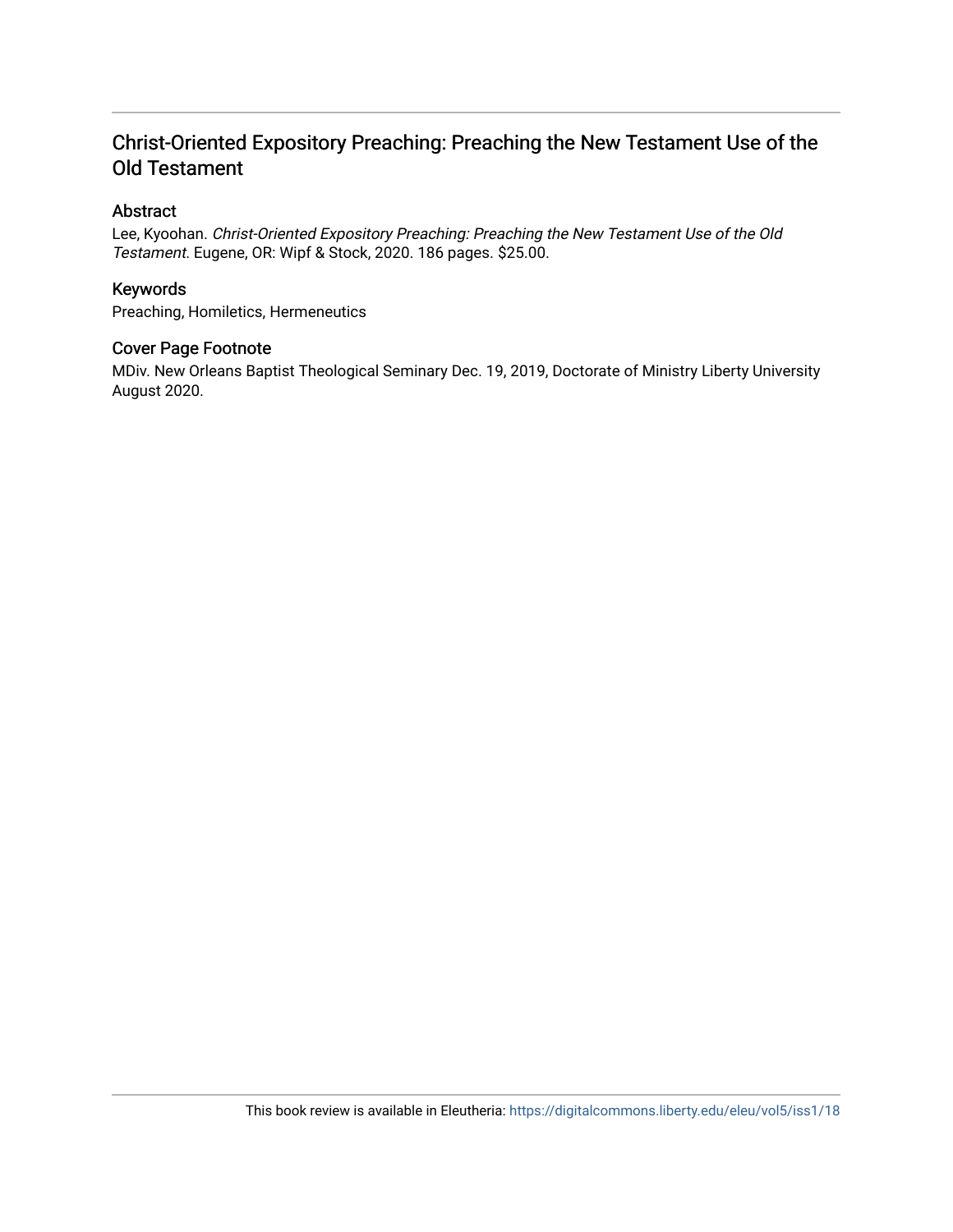## Christ-Oriented Expository Preaching: Preaching the New Testament Use of the Old Testament

### Abstract

Lee, Kyoohan. *Christ-Oriented Expository Preaching: Preaching the New Testament Use of the Old Testament*. Eugene, OR: Wipf & Stock, 2020. 186 pages. $25.00.

### Keywords

Preaching, Homiletics, Hermeneutics

### Cover Page Footnote

MDiv. New Orleans Baptist Theological Seminary Dec. 19, 2019, Doctorate of Ministry Liberty University August 2020.

This book review is available in Eleutheria: https://digitalcommons.liberty.edu/eleu/vol5/iss1/18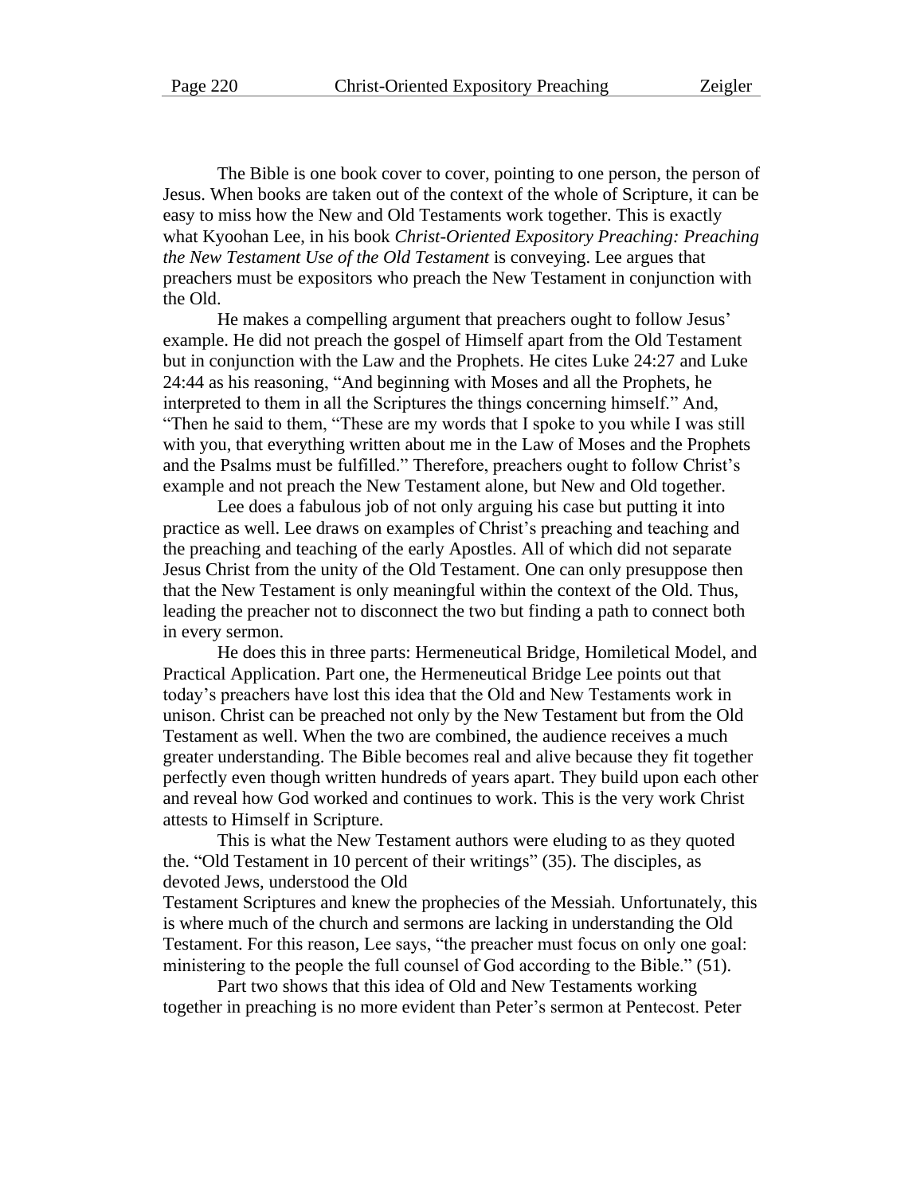The Bible is one book cover to cover, pointing to one person, the person of Jesus. When books are taken out of the context of the whole of Scripture, it can be easy to miss how the New and Old Testaments work together. This is exactly what Kyoohan Lee, in his book *Christ-Oriented Expository Preaching: Preaching the New Testament Use of the Old Testament* is conveying. Lee argues that preachers must be expositors who preach the New Testament in conjunction with the Old.

He makes a compelling argument that preachers ought to follow Jesus' example. He did not preach the gospel of Himself apart from the Old Testament but in conjunction with the Law and the Prophets. He cites Luke 24:27 and Luke 24:44 as his reasoning, "And beginning with Moses and all the Prophets, he interpreted to them in all the Scriptures the things concerning himself." And, "Then he said to them, "These are my words that I spoke to you while I was still with you, that everything written about me in the Law of Moses and the Prophets and the Psalms must be fulfilled." Therefore, preachers ought to follow Christ's example and not preach the New Testament alone, but New and Old together.

Lee does a fabulous job of not only arguing his case but putting it into practice as well. Lee draws on examples of Christ's preaching and teaching and the preaching and teaching of the early Apostles. All of which did not separate Jesus Christ from the unity of the Old Testament. One can only presuppose then that the New Testament is only meaningful within the context of the Old. Thus, leading the preacher not to disconnect the two but finding a path to connect both in every sermon.

He does this in three parts: Hermeneutical Bridge, Homiletical Model, and Practical Application. Part one, the Hermeneutical Bridge Lee points out that today's preachers have lost this idea that the Old and New Testaments work in unison. Christ can be preached not only by the New Testament but from the Old Testament as well. When the two are combined, the audience receives a much greater understanding. The Bible becomes real and alive because they fit together perfectly even though written hundreds of years apart. They build upon each other and reveal how God worked and continues to work. This is the very work Christ attests to Himself in Scripture.

This is what the New Testament authors were eluding to as they quoted the. "Old Testament in 10 percent of their writings" (35). The disciples, as devoted Jews, understood the Old Testament Scriptures and knew the prophecies of the Messiah. Unfortunately, this is where much of the church and sermons are lacking in understanding the Old Testament. For this reason, Lee says, "the preacher must focus on only one goal: ministering to the people the full counsel of God according to the Bible." (51).

Part two shows that this idea of Old and New Testaments working together in preaching is no more evident than Peter's sermon at Pentecost. Peter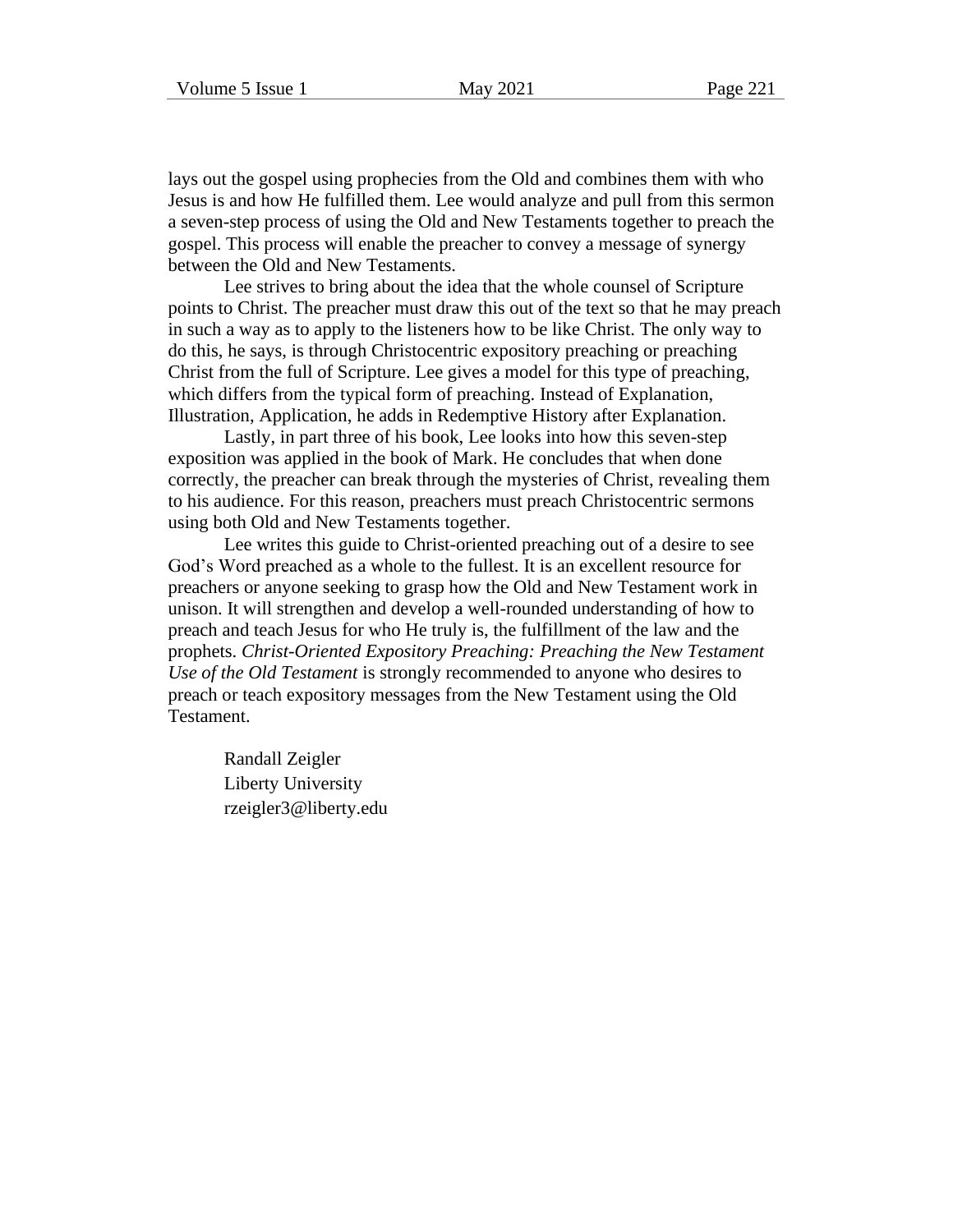lays out the gospel using prophecies from the Old and combines them with who Jesus is and how He fulfilled them. Lee would analyze and pull from this sermon a seven-step process of using the Old and New Testaments together to preach the gospel. This process will enable the preacher to convey a message of synergy between the Old and New Testaments.

Lee strives to bring about the idea that the whole counsel of Scripture points to Christ. The preacher must draw this out of the text so that he may preach in such a way as to apply to the listeners how to be like Christ. The only way to do this, he says, is through Christocentric expository preaching or preaching Christ from the full of Scripture. Lee gives a model for this type of preaching, which differs from the typical form of preaching. Instead of Explanation, Illustration, Application, he adds in Redemptive History after Explanation.

Lastly, in part three of his book, Lee looks into how this seven-step exposition was applied in the book of Mark. He concludes that when done correctly, the preacher can break through the mysteries of Christ, revealing them to his audience. For this reason, preachers must preach Christocentric sermons using both Old and New Testaments together.

Lee writes this guide to Christ-oriented preaching out of a desire to see God's Word preached as a whole to the fullest. It is an excellent resource for preachers or anyone seeking to grasp how the Old and New Testament work in unison. It will strengthen and develop a well-rounded understanding of how to preach and teach Jesus for who He truly is, the fulfillment of the law and the prophets. *Christ-Oriented Expository Preaching: Preaching the New Testament Use of the Old Testament* is strongly recommended to anyone who desires to preach or teach expository messages from the New Testament using the Old Testament.

Randall Zeigler
Liberty University
rzeigler3@liberty.edu